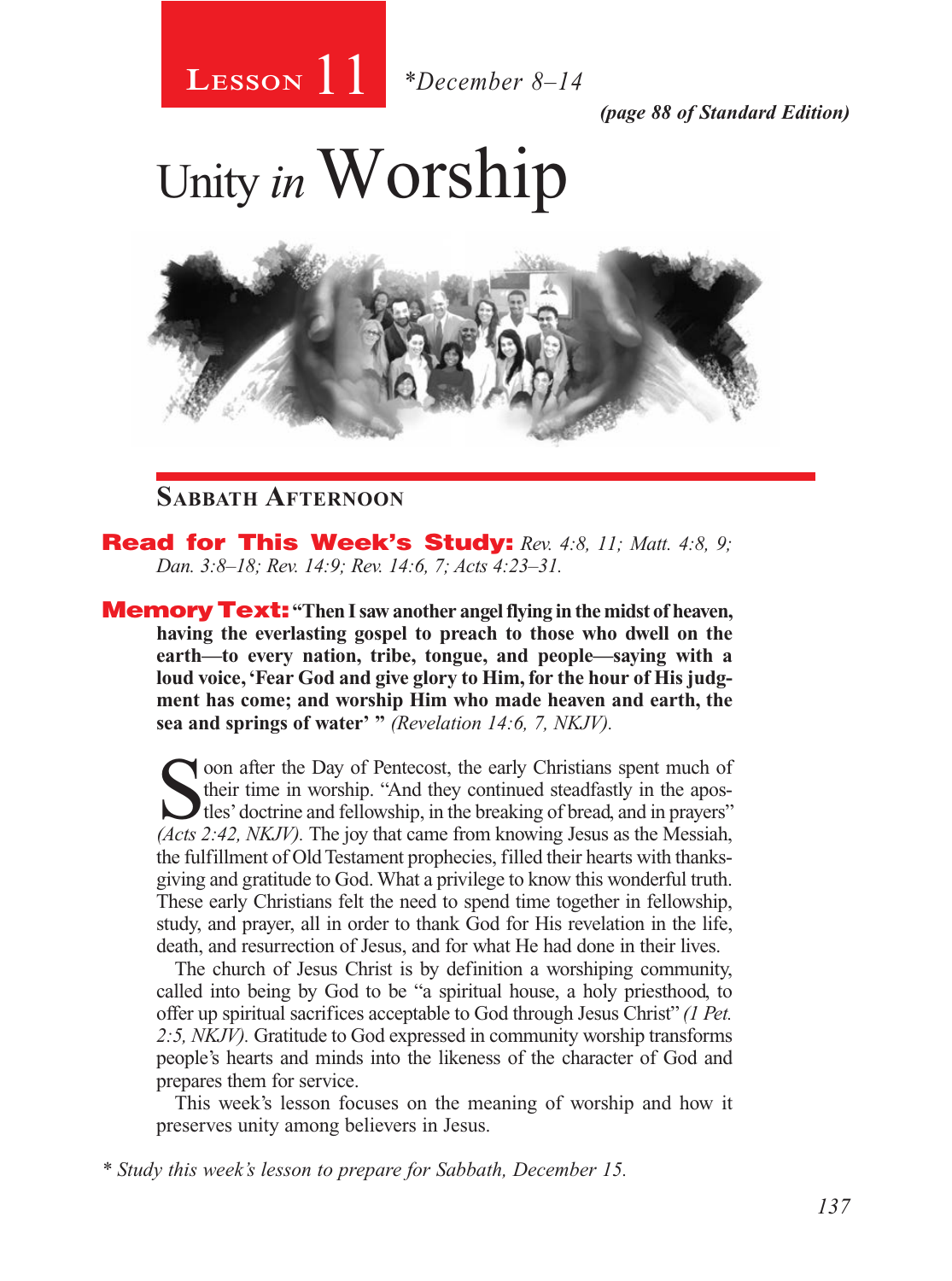# Lesson 11 *December 8–14

*(page 88 of Standard Edition)*

# Unity *in* Worship

## Sabbath Afternoon

**Read for This Week's Study:** *Rev. 4:8, 11; Matt. 4:8, 9; Dan. 3:8–18; Rev. 14:9; Rev. 14:6, 7; Acts 4:23–31.*

**Memory Text:** **"Then I saw another angel flying in the midst of heaven, having the everlasting gospel to preach to those who dwell on the earth—to every nation, tribe, tongue, and people—saying with a loud voice, 'Fear God and give glory to Him, for the hour of His judgment has come; and worship Him who made heaven and earth, the sea and springs of water' "** *(Revelation 14:6, 7, NKJV).*

Soon after the Day of Pentecost, the early Christians spent much of their time in worship. "And they continued steadfastly in the apostles' doctrine and fellowship, in the breaking of bread, and in prayers" *(Acts 2:42, NKJV).* The joy that came from knowing Jesus as the Messiah, the fulfillment of Old Testament prophecies, filled their hearts with thanksgiving and gratitude to God. What a privilege to know this wonderful truth. These early Christians felt the need to spend time together in fellowship, study, and prayer, all in order to thank God for His revelation in the life, death, and resurrection of Jesus, and for what He had done in their lives.

The church of Jesus Christ is by definition a worshiping community, called into being by God to be "a spiritual house, a holy priesthood, to offer up spiritual sacrifices acceptable to God through Jesus Christ" *(1 Pet. 2:5, NKJV).* Gratitude to God expressed in community worship transforms people's hearts and minds into the likeness of the character of God and prepares them for service.

This week's lesson focuses on the meaning of worship and how it preserves unity among believers in Jesus.

*\* Study this week's lesson to prepare for Sabbath, December 15.*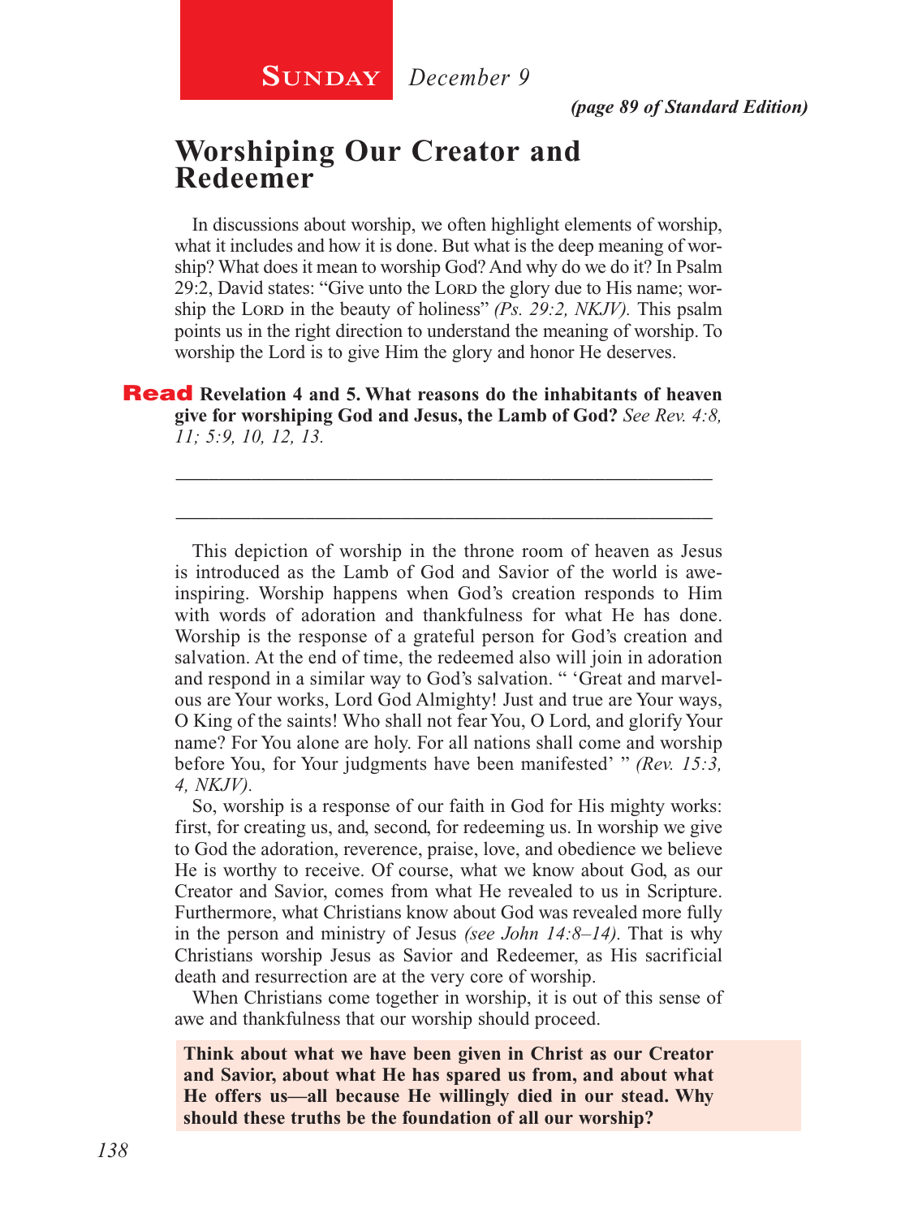**Sunday** *December 9*

***(page 89 of Standard Edition)***

# Worshiping Our Creator and Redeemer

In discussions about worship, we often highlight elements of worship, what it includes and how it is done. But what is the deep meaning of worship? What does it mean to worship God? And why do we do it? In Psalm 29:2, David states: "Give unto the Lord the glory due to His name; worship the Lord in the beauty of holiness" *(Ps. 29:2, NKJV).* This psalm points us in the right direction to understand the meaning of worship. To worship the Lord is to give Him the glory and honor He deserves.

**Read Revelation 4 and 5. What reasons do the inhabitants of heaven give for worshiping God and Jesus, the Lamb of God?** *See Rev. 4:8, 11; 5:9, 10, 12, 13.*

\_\_\_\_\_\_\_\_\_\_\_\_\_\_\_\_\_\_\_\_\_\_\_\_\_\_\_\_\_\_\_\_\_\_\_\_\_\_\_\_\_\_\_\_\_\_\_\_\_\_\_\_\_\_\_\_

\_\_\_\_\_\_\_\_\_\_\_\_\_\_\_\_\_\_\_\_\_\_\_\_\_\_\_\_\_\_\_\_\_\_\_\_\_\_\_\_\_\_\_\_\_\_\_\_\_\_\_\_\_\_\_\_

This depiction of worship in the throne room of heaven as Jesus is introduced as the Lamb of God and Savior of the world is awe-inspiring. Worship happens when God's creation responds to Him with words of adoration and thankfulness for what He has done. Worship is the response of a grateful person for God's creation and salvation. At the end of time, the redeemed also will join in adoration and respond in a similar way to God's salvation. " 'Great and marvelous are Your works, Lord God Almighty! Just and true are Your ways, O King of the saints! Who shall not fear You, O Lord, and glorify Your name? For You alone are holy. For all nations shall come and worship before You, for Your judgments have been manifested' " *(Rev. 15:3, 4, NKJV).*

So, worship is a response of our faith in God for His mighty works: first, for creating us, and, second, for redeeming us. In worship we give to God the adoration, reverence, praise, love, and obedience we believe He is worthy to receive. Of course, what we know about God, as our Creator and Savior, comes from what He revealed to us in Scripture. Furthermore, what Christians know about God was revealed more fully in the person and ministry of Jesus *(see John 14:8–14).* That is why Christians worship Jesus as Savior and Redeemer, as His sacrificial death and resurrection are at the very core of worship.

When Christians come together in worship, it is out of this sense of awe and thankfulness that our worship should proceed.

**Think about what we have been given in Christ as our Creator and Savior, about what He has spared us from, and about what He offers us—all because He willingly died in our stead. Why should these truths be the foundation of all our worship?**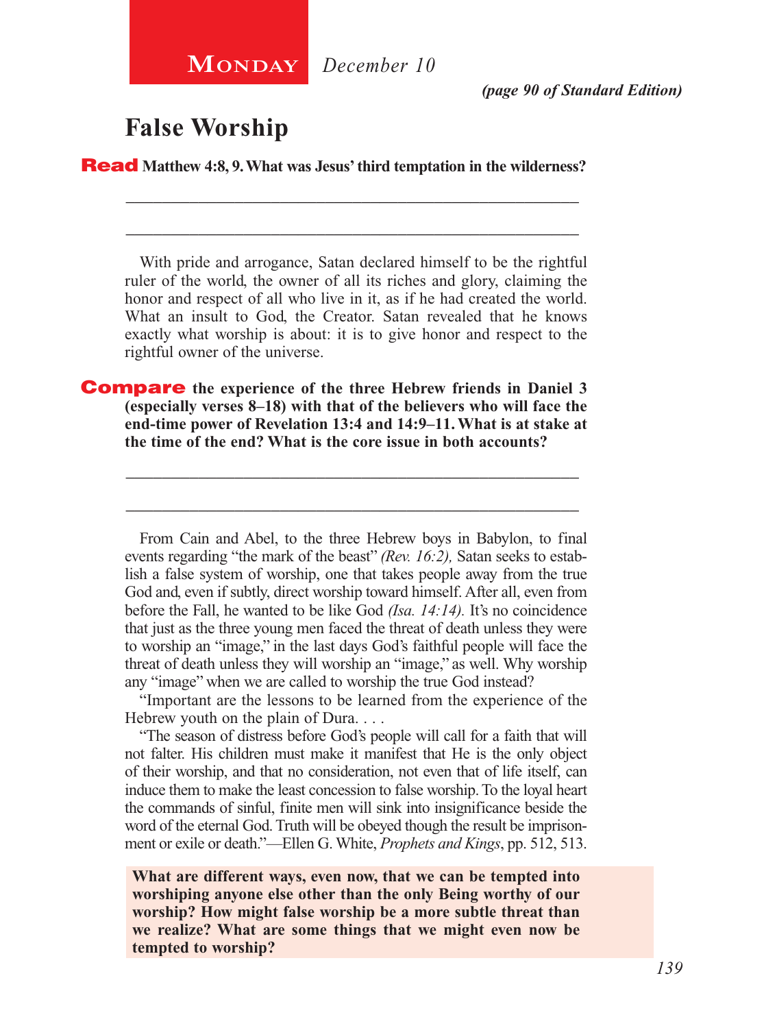**Monday** *December 10*

*(page 90 of Standard Edition)*

# False Worship

**Read Matthew 4:8, 9. What was Jesus' third temptation in the wilderness?**

_______________________________________________________________

_______________________________________________________________

With pride and arrogance, Satan declared himself to be the rightful ruler of the world, the owner of all its riches and glory, claiming the honor and respect of all who live in it, as if he had created the world. What an insult to God, the Creator. Satan revealed that he knows exactly what worship is about: it is to give honor and respect to the rightful owner of the universe.

**Compare the experience of the three Hebrew friends in Daniel 3 (especially verses 8–18) with that of the believers who will face the end-time power of Revelation 13:4 and 14:9–11. What is at stake at the time of the end? What is the core issue in both accounts?**

_______________________________________________________________

_______________________________________________________________

From Cain and Abel, to the three Hebrew boys in Babylon, to final events regarding "the mark of the beast" *(Rev. 16:2),* Satan seeks to establish a false system of worship, one that takes people away from the true God and, even if subtly, direct worship toward himself. After all, even from before the Fall, he wanted to be like God *(Isa. 14:14).* It's no coincidence that just as the three young men faced the threat of death unless they were to worship an "image," in the last days God's faithful people will face the threat of death unless they will worship an "image," as well. Why worship any "image" when we are called to worship the true God instead?

"Important are the lessons to be learned from the experience of the Hebrew youth on the plain of Dura. . . .

"The season of distress before God's people will call for a faith that will not falter. His children must make it manifest that He is the only object of their worship, and that no consideration, not even that of life itself, can induce them to make the least concession to false worship. To the loyal heart the commands of sinful, finite men will sink into insignificance beside the word of the eternal God. Truth will be obeyed though the result be imprisonment or exile or death."—Ellen G. White, *Prophets and Kings*, pp. 512, 513.

**What are different ways, even now, that we can be tempted into worshiping anyone else other than the only Being worthy of our worship? How might false worship be a more subtle threat than we realize? What are some things that we might even now be tempted to worship?**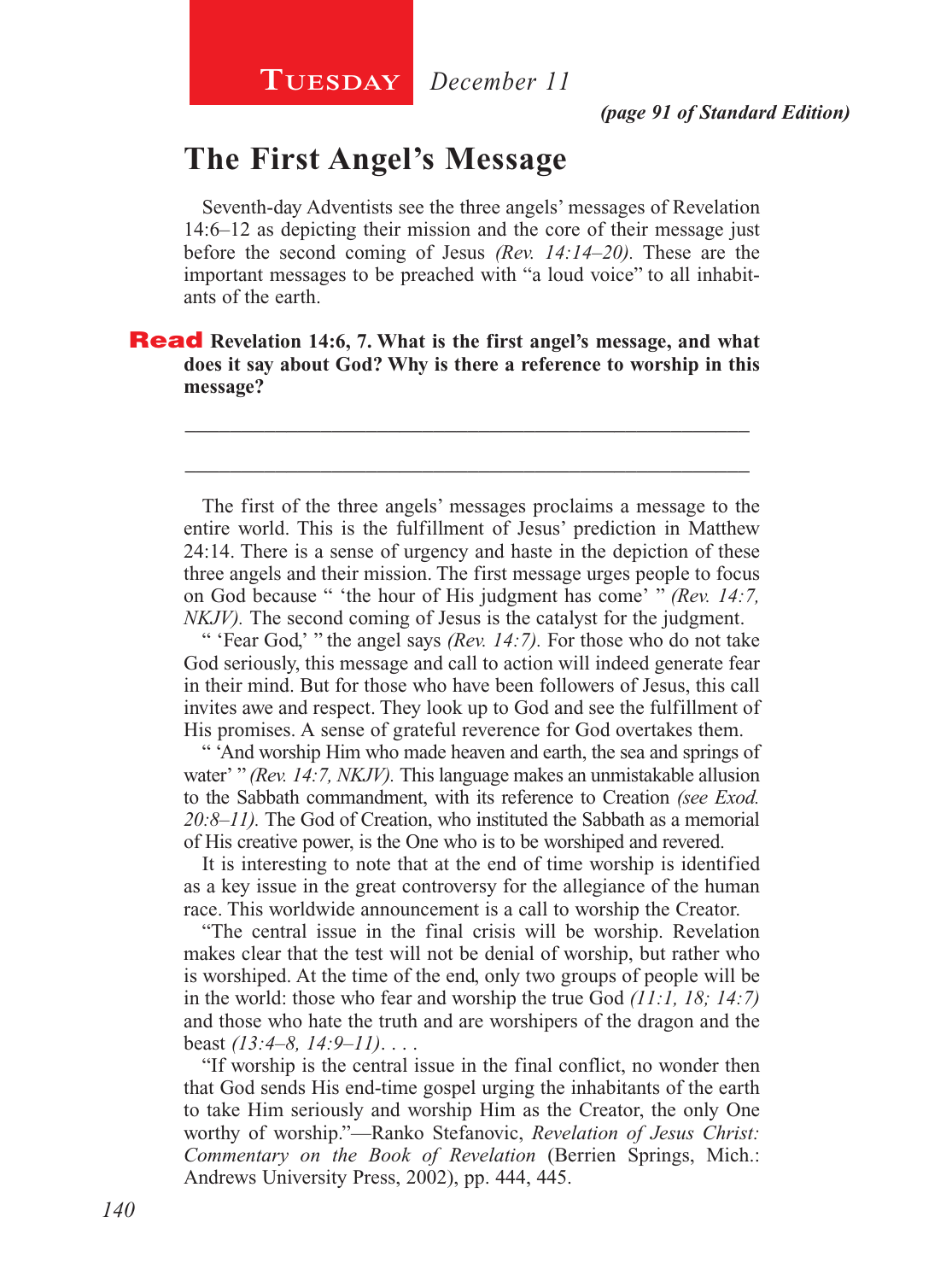**Tuesday** *December 11*

*(page 91 of Standard Edition)*

# The First Angel's Message

Seventh-day Adventists see the three angels' messages of Revelation 14:6–12 as depicting their mission and the core of their message just before the second coming of Jesus *(Rev. 14:14–20).* These are the important messages to be preached with "a loud voice" to all inhabitants of the earth.

**Read Revelation 14:6, 7. What is the first angel's message, and what does it say about God? Why is there a reference to worship in this message?**

\_\_\_\_\_\_\_\_\_\_\_\_\_\_\_\_\_\_\_\_\_\_\_\_\_\_\_\_\_\_\_\_\_\_\_\_\_\_\_\_\_\_\_\_\_\_\_\_\_\_\_\_\_\_\_\_\_\_

\_\_\_\_\_\_\_\_\_\_\_\_\_\_\_\_\_\_\_\_\_\_\_\_\_\_\_\_\_\_\_\_\_\_\_\_\_\_\_\_\_\_\_\_\_\_\_\_\_\_\_\_\_\_\_\_\_\_

The first of the three angels' messages proclaims a message to the entire world. This is the fulfillment of Jesus' prediction in Matthew 24:14. There is a sense of urgency and haste in the depiction of these three angels and their mission. The first message urges people to focus on God because " 'the hour of His judgment has come' " *(Rev. 14:7, NKJV).* The second coming of Jesus is the catalyst for the judgment.

" 'Fear God,' " the angel says *(Rev. 14:7).* For those who do not take God seriously, this message and call to action will indeed generate fear in their mind. But for those who have been followers of Jesus, this call invites awe and respect. They look up to God and see the fulfillment of His promises. A sense of grateful reverence for God overtakes them.

" 'And worship Him who made heaven and earth, the sea and springs of water' " *(Rev. 14:7, NKJV).* This language makes an unmistakable allusion to the Sabbath commandment, with its reference to Creation *(see Exod. 20:8–11).* The God of Creation, who instituted the Sabbath as a memorial of His creative power, is the One who is to be worshiped and revered.

It is interesting to note that at the end of time worship is identified as a key issue in the great controversy for the allegiance of the human race. This worldwide announcement is a call to worship the Creator.

"The central issue in the final crisis will be worship. Revelation makes clear that the test will not be denial of worship, but rather who is worshiped. At the time of the end, only two groups of people will be in the world: those who fear and worship the true God *(11:1, 18; 14:7)* and those who hate the truth and are worshipers of the dragon and the beast *(13:4–8, 14:9–11)*. . . .

"If worship is the central issue in the final conflict, no wonder then that God sends His end-time gospel urging the inhabitants of the earth to take Him seriously and worship Him as the Creator, the only One worthy of worship."—Ranko Stefanovic, *Revelation of Jesus Christ: Commentary on the Book of Revelation* (Berrien Springs, Mich.: Andrews University Press, 2002), pp. 444, 445.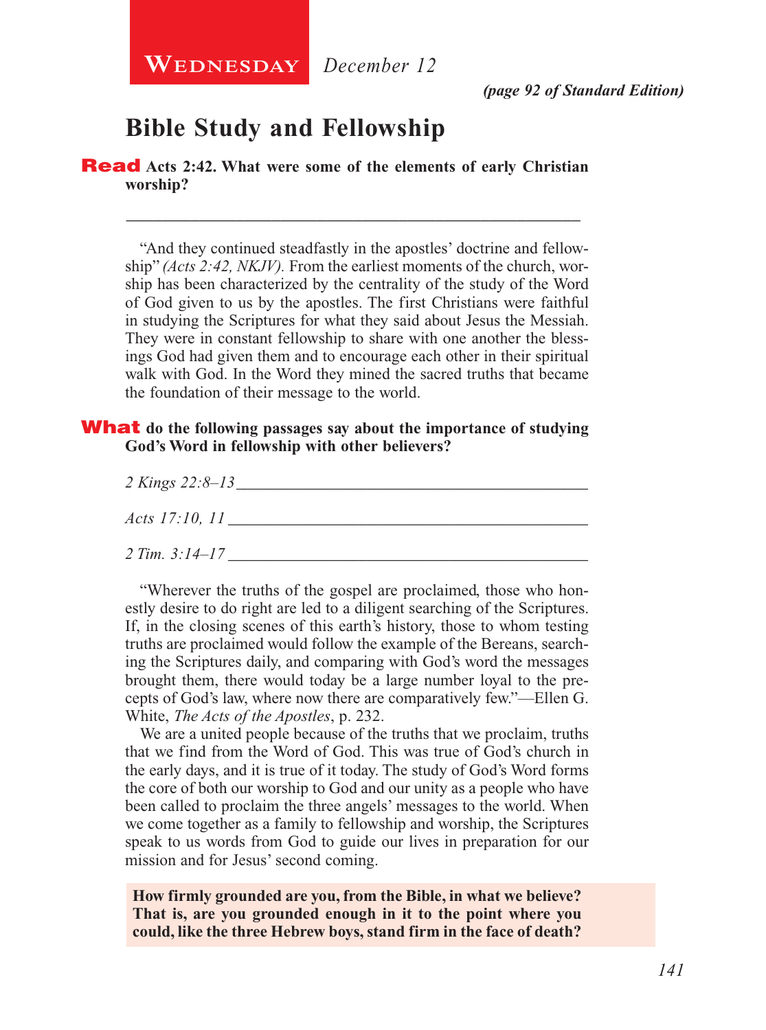**Wednesday** *December 12*

***(page 92 of Standard Edition)***

## Bible Study and Fellowship

**Read Acts 2:42. What were some of the elements of early Christian worship?**

\_\_\_\_\_\_\_\_\_\_\_\_\_\_\_\_\_\_\_\_\_\_\_\_\_\_\_\_\_\_\_\_\_\_\_\_\_\_\_\_\_\_\_\_\_\_\_\_\_\_\_\_

"And they continued steadfastly in the apostles' doctrine and fellowship" *(Acts 2:42, NKJV).* From the earliest moments of the church, worship has been characterized by the centrality of the study of the Word of God given to us by the apostles. The first Christians were faithful in studying the Scriptures for what they said about Jesus the Messiah. They were in constant fellowship to share with one another the blessings God had given them and to encourage each other in their spiritual walk with God. In the Word they mined the sacred truths that became the foundation of their message to the world.

**What do the following passages say about the importance of studying God's Word in fellowship with other believers?**

*2 Kings 22:8–13* \_\_\_\_\_\_\_\_\_\_\_\_\_\_\_\_\_\_\_\_\_\_\_\_\_\_\_\_\_\_\_\_\_\_\_\_\_\_\_\_\_\_

*Acts 17:10, 11* \_\_\_\_\_\_\_\_\_\_\_\_\_\_\_\_\_\_\_\_\_\_\_\_\_\_\_\_\_\_\_\_\_\_\_\_\_\_\_\_\_\_\_

*2 Tim. 3:14–17* \_\_\_\_\_\_\_\_\_\_\_\_\_\_\_\_\_\_\_\_\_\_\_\_\_\_\_\_\_\_\_\_\_\_\_\_\_\_\_\_\_\_\_

"Wherever the truths of the gospel are proclaimed, those who honestly desire to do right are led to a diligent searching of the Scriptures. If, in the closing scenes of this earth's history, those to whom testing truths are proclaimed would follow the example of the Bereans, searching the Scriptures daily, and comparing with God's word the messages brought them, there would today be a large number loyal to the precepts of God's law, where now there are comparatively few."—Ellen G. White, *The Acts of the Apostles*, p. 232.

We are a united people because of the truths that we proclaim, truths that we find from the Word of God. This was true of God's church in the early days, and it is true of it today. The study of God's Word forms the core of both our worship to God and our unity as a people who have been called to proclaim the three angels' messages to the world. When we come together as a family to fellowship and worship, the Scriptures speak to us words from God to guide our lives in preparation for our mission and for Jesus' second coming.

**How firmly grounded are you, from the Bible, in what we believe? That is, are you grounded enough in it to the point where you could, like the three Hebrew boys, stand firm in the face of death?**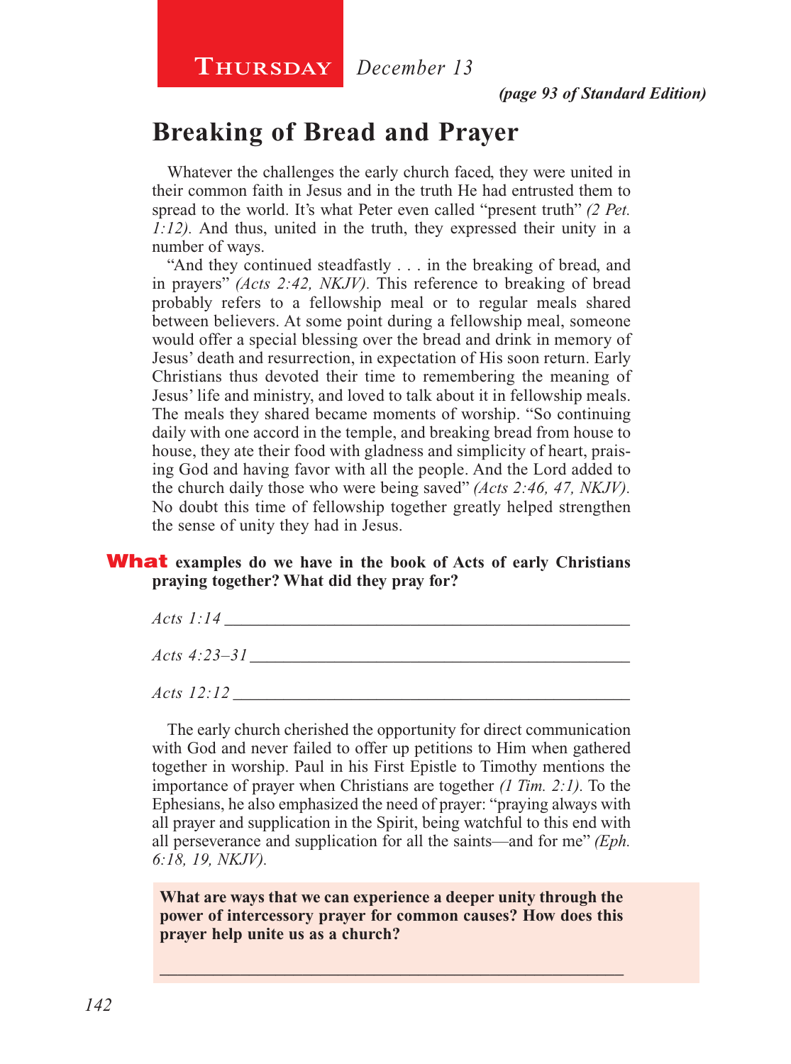**Thursday** *December 13*

***(page 93 of Standard Edition)***

# Breaking of Bread and Prayer

Whatever the challenges the early church faced, they were united in their common faith in Jesus and in the truth He had entrusted them to spread to the world. It's what Peter even called "present truth" *(2 Pet. 1:12).* And thus, united in the truth, they expressed their unity in a number of ways.

"And they continued steadfastly . . . in the breaking of bread, and in prayers" *(Acts 2:42, NKJV).* This reference to breaking of bread probably refers to a fellowship meal or to regular meals shared between believers. At some point during a fellowship meal, someone would offer a special blessing over the bread and drink in memory of Jesus' death and resurrection, in expectation of His soon return. Early Christians thus devoted their time to remembering the meaning of Jesus' life and ministry, and loved to talk about it in fellowship meals. The meals they shared became moments of worship. "So continuing daily with one accord in the temple, and breaking bread from house to house, they ate their food with gladness and simplicity of heart, praising God and having favor with all the people. And the Lord added to the church daily those who were being saved" *(Acts 2:46, 47, NKJV).* No doubt this time of fellowship together greatly helped strengthen the sense of unity they had in Jesus.

**What examples do we have in the book of Acts of early Christians praying together? What did they pray for?**

*Acts 1:14* ______________________________________________

*Acts 4:23–31* ___________________________________________

*Acts 12:12* _____________________________________________

The early church cherished the opportunity for direct communication with God and never failed to offer up petitions to Him when gathered together in worship. Paul in his First Epistle to Timothy mentions the importance of prayer when Christians are together *(1 Tim. 2:1).* To the Ephesians, he also emphasized the need of prayer: "praying always with all prayer and supplication in the Spirit, being watchful to this end with all perseverance and supplication for all the saints—and for me" *(Eph. 6:18, 19, NKJV).*

**What are ways that we can experience a deeper unity through the power of intercessory prayer for common causes? How does this prayer help unite us as a church?**

_____________________________________________________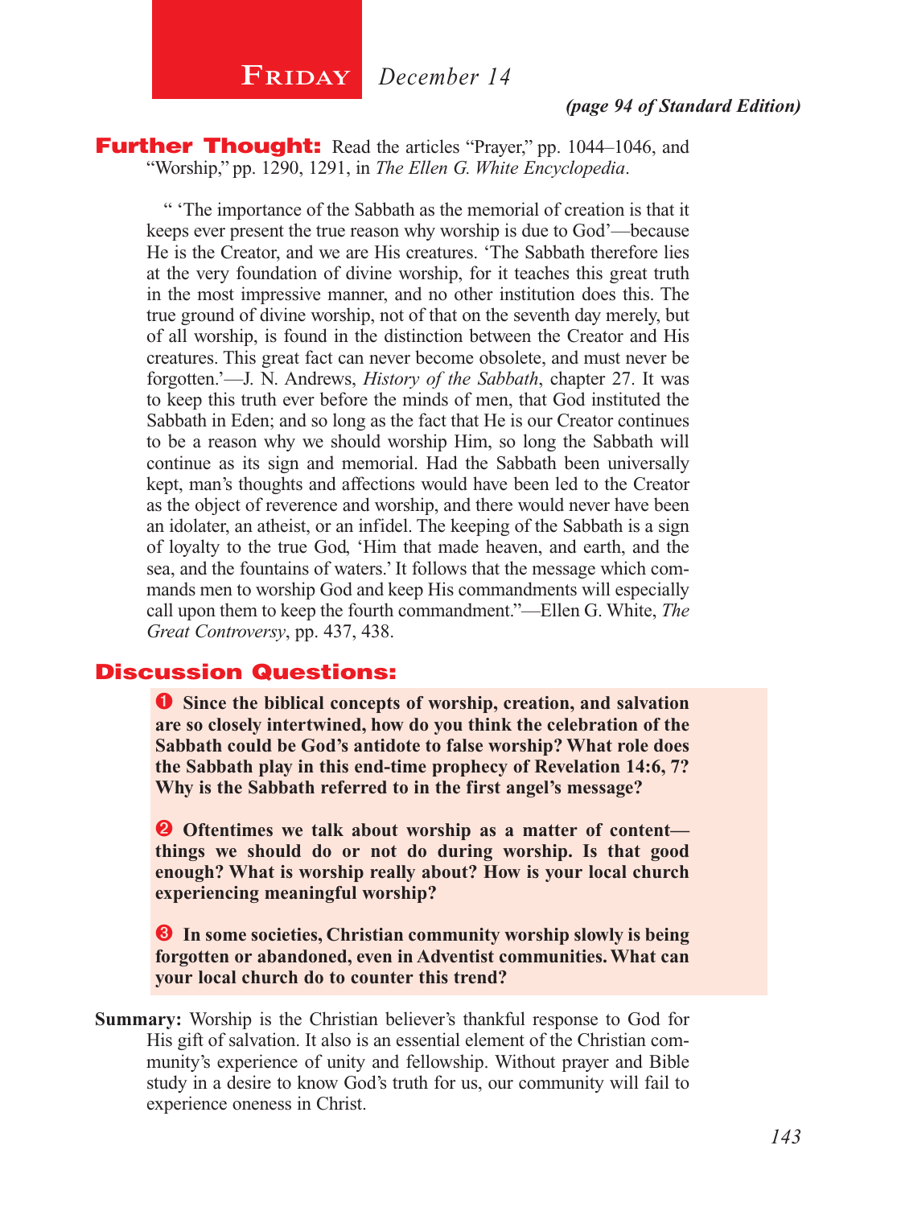## Friday *December 14*

***(page 94 of Standard Edition)***

**Further Thought:** Read the articles "Prayer," pp. 1044–1046, and "Worship," pp. 1290, 1291, in *The Ellen G. White Encyclopedia*.

" 'The importance of the Sabbath as the memorial of creation is that it keeps ever present the true reason why worship is due to God'—because He is the Creator, and we are His creatures. 'The Sabbath therefore lies at the very foundation of divine worship, for it teaches this great truth in the most impressive manner, and no other institution does this. The true ground of divine worship, not of that on the seventh day merely, but of all worship, is found in the distinction between the Creator and His creatures. This great fact can never become obsolete, and must never be forgotten.'—J. N. Andrews, *History of the Sabbath*, chapter 27. It was to keep this truth ever before the minds of men, that God instituted the Sabbath in Eden; and so long as the fact that He is our Creator continues to be a reason why we should worship Him, so long the Sabbath will continue as its sign and memorial. Had the Sabbath been universally kept, man's thoughts and affections would have been led to the Creator as the object of reverence and worship, and there would never have been an idolater, an atheist, or an infidel. The keeping of the Sabbath is a sign of loyalty to the true God, 'Him that made heaven, and earth, and the sea, and the fountains of waters.' It follows that the message which commands men to worship God and keep His commandments will especially call upon them to keep the fourth commandment."—Ellen G. White, *The Great Controversy*, pp. 437, 438.

### Discussion Questions:

1. **Since the biblical concepts of worship, creation, and salvation are so closely intertwined, how do you think the celebration of the Sabbath could be God's antidote to false worship? What role does the Sabbath play in this end-time prophecy of Revelation 14:6, 7? Why is the Sabbath referred to in the first angel's message?**

2. **Oftentimes we talk about worship as a matter of content—things we should do or not do during worship. Is that good enough? What is worship really about? How is your local church experiencing meaningful worship?**

3. **In some societies, Christian community worship slowly is being forgotten or abandoned, even in Adventist communities. What can your local church do to counter this trend?**

**Summary:** Worship is the Christian believer's thankful response to God for His gift of salvation. It also is an essential element of the Christian community's experience of unity and fellowship. Without prayer and Bible study in a desire to know God's truth for us, our community will fail to experience oneness in Christ.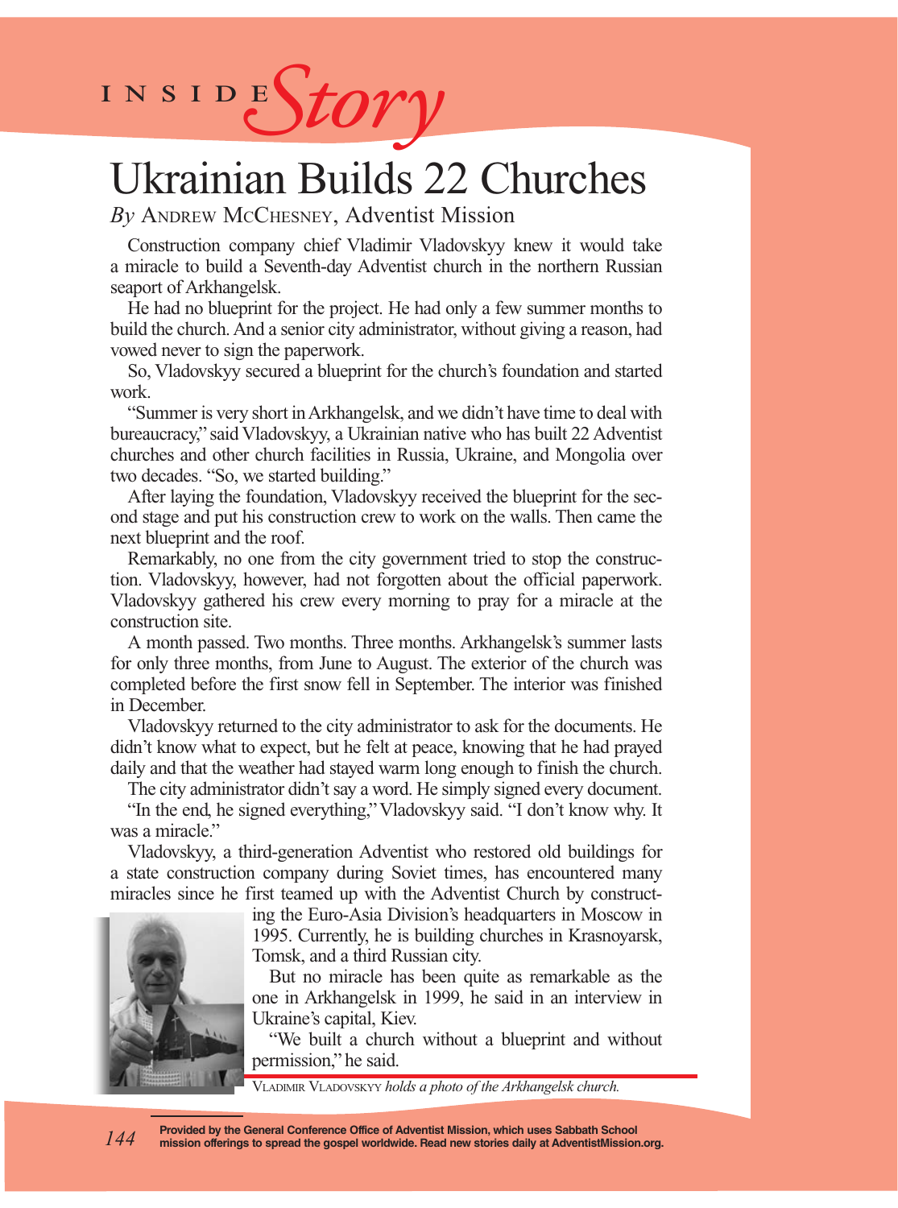INSIDE *Story*

# Ukrainian Builds 22 Churches

*By* Andrew McChesney, Adventist Mission

Construction company chief Vladimir Vladovskyy knew it would take a miracle to build a Seventh-day Adventist church in the northern Russian seaport of Arkhangelsk.

He had no blueprint for the project. He had only a few summer months to build the church. And a senior city administrator, without giving a reason, had vowed never to sign the paperwork.

So, Vladovskyy secured a blueprint for the church's foundation and started work.

"Summer is very short in Arkhangelsk, and we didn't have time to deal with bureaucracy," said Vladovskyy, a Ukrainian native who has built 22 Adventist churches and other church facilities in Russia, Ukraine, and Mongolia over two decades. "So, we started building."

After laying the foundation, Vladovskyy received the blueprint for the second stage and put his construction crew to work on the walls. Then came the next blueprint and the roof.

Remarkably, no one from the city government tried to stop the construction. Vladovskyy, however, had not forgotten about the official paperwork. Vladovskyy gathered his crew every morning to pray for a miracle at the construction site.

A month passed. Two months. Three months. Arkhangelsk's summer lasts for only three months, from June to August. The exterior of the church was completed before the first snow fell in September. The interior was finished in December.

Vladovskyy returned to the city administrator to ask for the documents. He didn't know what to expect, but he felt at peace, knowing that he had prayed daily and that the weather had stayed warm long enough to finish the church.

The city administrator didn't say a word. He simply signed every document.

"In the end, he signed everything," Vladovskyy said. "I don't know why. It was a miracle."

Vladovskyy, a third-generation Adventist who restored old buildings for a state construction company during Soviet times, has encountered many miracles since he first teamed up with the Adventist Church by constructing the Euro-Asia Division's headquarters in Moscow in 1995. Currently, he is building churches in Krasnoyarsk, Tomsk, and a third Russian city.

But no miracle has been quite as remarkable as the one in Arkhangelsk in 1999, he said in an interview in Ukraine's capital, Kiev.

"We built a church without a blueprint and without permission," he said.

Vladimir Vladovskyy *holds a photo of the Arkhangelsk church.*

**Provided by the General Conference Office of Adventist Mission, which uses Sabbath School mission offerings to spread the gospel worldwide. Read new stories daily at AdventistMission.org.**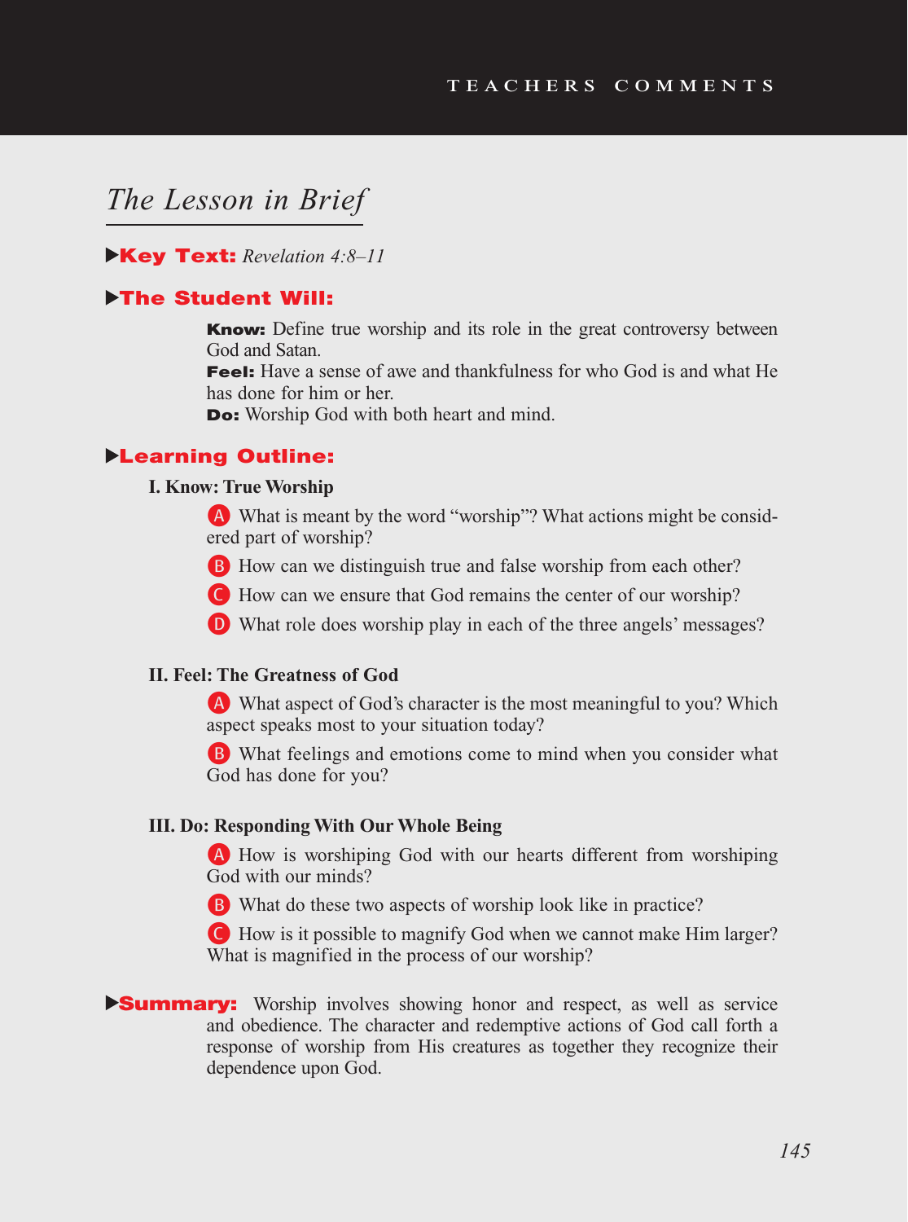## The Lesson in Brief

**Key Text:** *Revelation 4:8–11*

**The Student Will:**

**Know:** Define true worship and its role in the great controversy between God and Satan.
**Feel:** Have a sense of awe and thankfulness for who God is and what He has done for him or her.
**Do:** Worship God with both heart and mind.

**Learning Outline:**

**I. Know: True Worship**

A. What is meant by the word "worship"? What actions might be considered part of worship?

B. How can we distinguish true and false worship from each other?

C. How can we ensure that God remains the center of our worship?

D. What role does worship play in each of the three angels' messages?

**II. Feel: The Greatness of God**

A. What aspect of God's character is the most meaningful to you? Which aspect speaks most to your situation today?

B. What feelings and emotions come to mind when you consider what God has done for you?

**III. Do: Responding With Our Whole Being**

A. How is worshiping God with our hearts different from worshiping God with our minds?

B. What do these two aspects of worship look like in practice?

C. How is it possible to magnify God when we cannot make Him larger? What is magnified in the process of our worship?

**Summary:** Worship involves showing honor and respect, as well as service and obedience. The character and redemptive actions of God call forth a response of worship from His creatures as together they recognize their dependence upon God.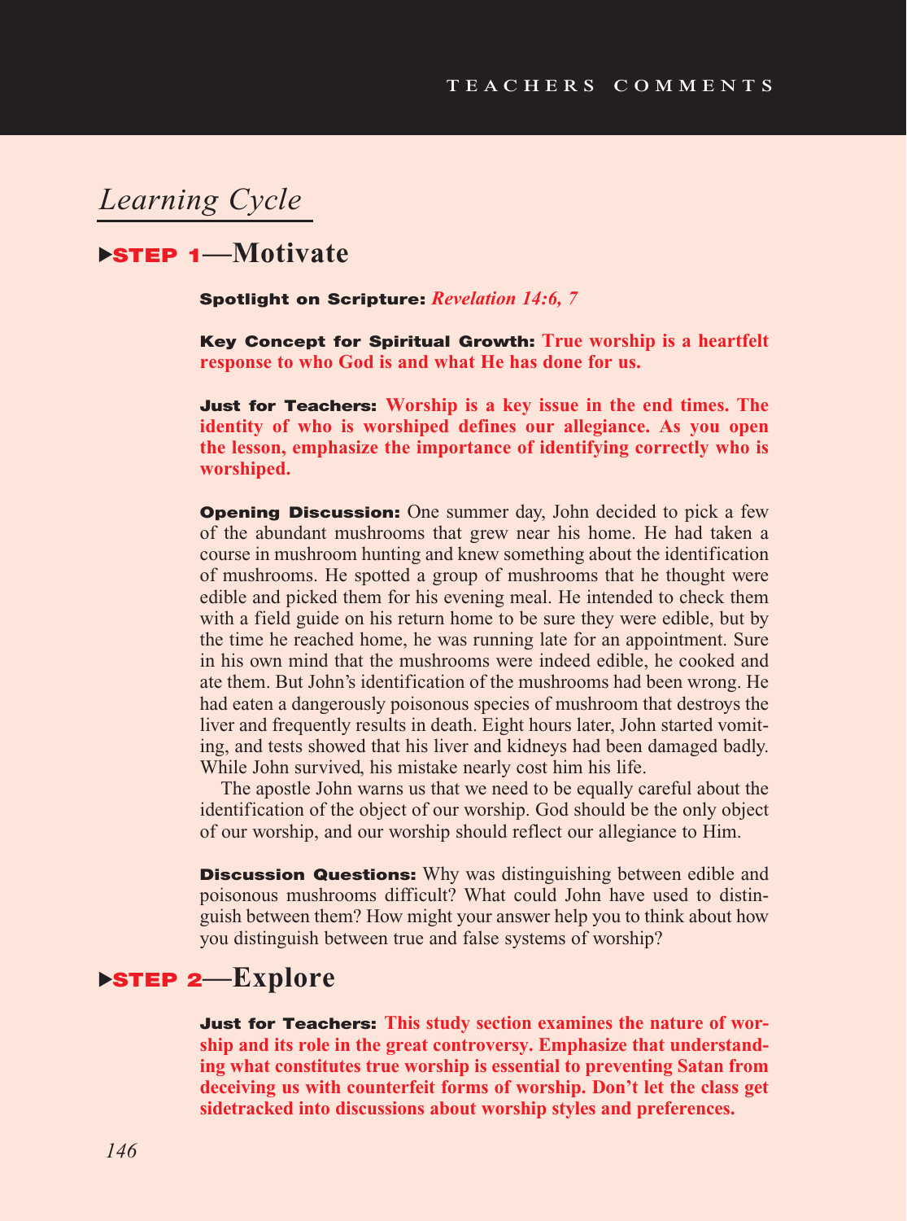## Learning Cycle

### ▶STEP 1—Motivate

**Spotlight on Scripture:** ***Revelation 14:6, 7***

**Key Concept for Spiritual Growth: True worship is a heartfelt response to who God is and what He has done for us.**

**Just for Teachers: Worship is a key issue in the end times. The identity of who is worshiped defines our allegiance. As you open the lesson, emphasize the importance of identifying correctly who is worshiped.**

**Opening Discussion:** One summer day, John decided to pick a few of the abundant mushrooms that grew near his home. He had taken a course in mushroom hunting and knew something about the identification of mushrooms. He spotted a group of mushrooms that he thought were edible and picked them for his evening meal. He intended to check them with a field guide on his return home to be sure they were edible, but by the time he reached home, he was running late for an appointment. Sure in his own mind that the mushrooms were indeed edible, he cooked and ate them. But John's identification of the mushrooms had been wrong. He had eaten a dangerously poisonous species of mushroom that destroys the liver and frequently results in death. Eight hours later, John started vomiting, and tests showed that his liver and kidneys had been damaged badly. While John survived, his mistake nearly cost him his life.

The apostle John warns us that we need to be equally careful about the identification of the object of our worship. God should be the only object of our worship, and our worship should reflect our allegiance to Him.

**Discussion Questions:** Why was distinguishing between edible and poisonous mushrooms difficult? What could John have used to distinguish between them? How might your answer help you to think about how you distinguish between true and false systems of worship?

### ▶STEP 2—Explore

**Just for Teachers: This study section examines the nature of worship and its role in the great controversy. Emphasize that understanding what constitutes true worship is essential to preventing Satan from deceiving us with counterfeit forms of worship. Don't let the class get sidetracked into discussions about worship styles and preferences.**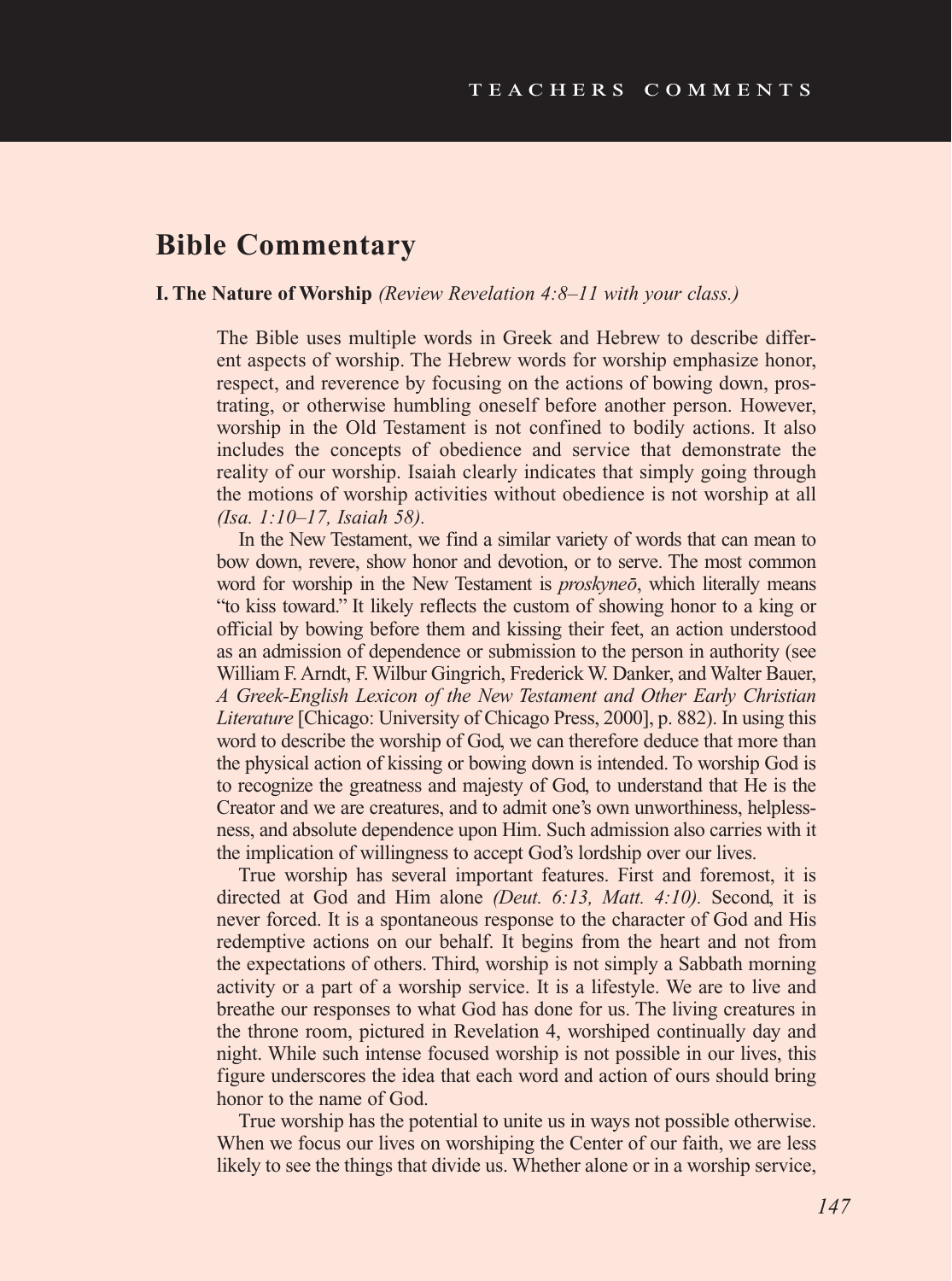## Bible Commentary

**I. The Nature of Worship** *(Review Revelation 4:8–11 with your class.)*

The Bible uses multiple words in Greek and Hebrew to describe different aspects of worship. The Hebrew words for worship emphasize honor, respect, and reverence by focusing on the actions of bowing down, prostrating, or otherwise humbling oneself before another person. However, worship in the Old Testament is not confined to bodily actions. It also includes the concepts of obedience and service that demonstrate the reality of our worship. Isaiah clearly indicates that simply going through the motions of worship activities without obedience is not worship at all *(Isa. 1:10–17, Isaiah 58).*

In the New Testament, we find a similar variety of words that can mean to bow down, revere, show honor and devotion, or to serve. The most common word for worship in the New Testament is *proskyneō*, which literally means "to kiss toward." It likely reflects the custom of showing honor to a king or official by bowing before them and kissing their feet, an action understood as an admission of dependence or submission to the person in authority (see William F. Arndt, F. Wilbur Gingrich, Frederick W. Danker, and Walter Bauer, *A Greek-English Lexicon of the New Testament and Other Early Christian Literature* [Chicago: University of Chicago Press, 2000], p. 882). In using this word to describe the worship of God, we can therefore deduce that more than the physical action of kissing or bowing down is intended. To worship God is to recognize the greatness and majesty of God, to understand that He is the Creator and we are creatures, and to admit one's own unworthiness, helplessness, and absolute dependence upon Him. Such admission also carries with it the implication of willingness to accept God's lordship over our lives.

True worship has several important features. First and foremost, it is directed at God and Him alone *(Deut. 6:13, Matt. 4:10).* Second, it is never forced. It is a spontaneous response to the character of God and His redemptive actions on our behalf. It begins from the heart and not from the expectations of others. Third, worship is not simply a Sabbath morning activity or a part of a worship service. It is a lifestyle. We are to live and breathe our responses to what God has done for us. The living creatures in the throne room, pictured in Revelation 4, worshiped continually day and night. While such intense focused worship is not possible in our lives, this figure underscores the idea that each word and action of ours should bring honor to the name of God.

True worship has the potential to unite us in ways not possible otherwise. When we focus our lives on worshiping the Center of our faith, we are less likely to see the things that divide us. Whether alone or in a worship service,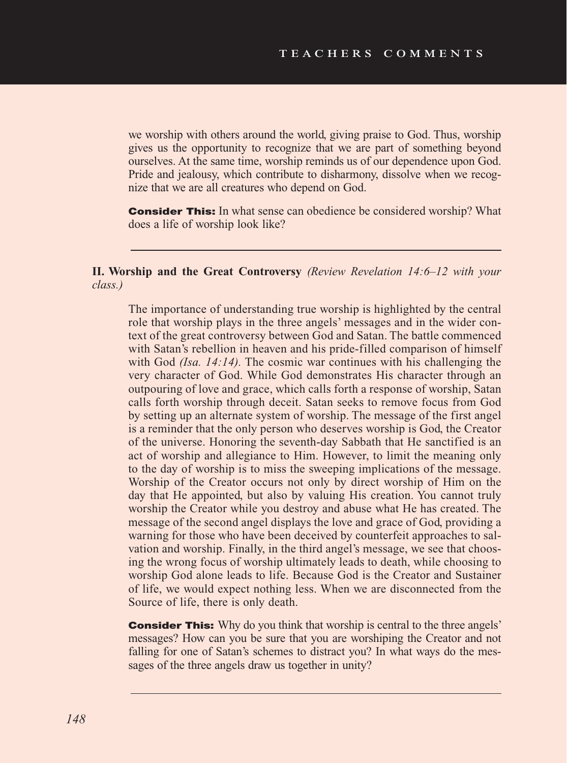we worship with others around the world, giving praise to God. Thus, worship gives us the opportunity to recognize that we are part of something beyond ourselves. At the same time, worship reminds us of our dependence upon God. Pride and jealousy, which contribute to disharmony, dissolve when we recognize that we are all creatures who depend on God.

**Consider This:** In what sense can obedience be considered worship? What does a life of worship look like?

---

**II. Worship and the Great Controversy** *(Review Revelation 14:6–12 with your class.)*

The importance of understanding true worship is highlighted by the central role that worship plays in the three angels' messages and in the wider context of the great controversy between God and Satan. The battle commenced with Satan's rebellion in heaven and his pride-filled comparison of himself with God *(Isa. 14:14).* The cosmic war continues with his challenging the very character of God. While God demonstrates His character through an outpouring of love and grace, which calls forth a response of worship, Satan calls forth worship through deceit. Satan seeks to remove focus from God by setting up an alternate system of worship. The message of the first angel is a reminder that the only person who deserves worship is God, the Creator of the universe. Honoring the seventh-day Sabbath that He sanctified is an act of worship and allegiance to Him. However, to limit the meaning only to the day of worship is to miss the sweeping implications of the message. Worship of the Creator occurs not only by direct worship of Him on the day that He appointed, but also by valuing His creation. You cannot truly worship the Creator while you destroy and abuse what He has created. The message of the second angel displays the love and grace of God, providing a warning for those who have been deceived by counterfeit approaches to salvation and worship. Finally, in the third angel's message, we see that choosing the wrong focus of worship ultimately leads to death, while choosing to worship God alone leads to life. Because God is the Creator and Sustainer of life, we would expect nothing less. When we are disconnected from the Source of life, there is only death.

**Consider This:** Why do you think that worship is central to the three angels' messages? How can you be sure that you are worshiping the Creator and not falling for one of Satan's schemes to distract you? In what ways do the messages of the three angels draw us together in unity?

---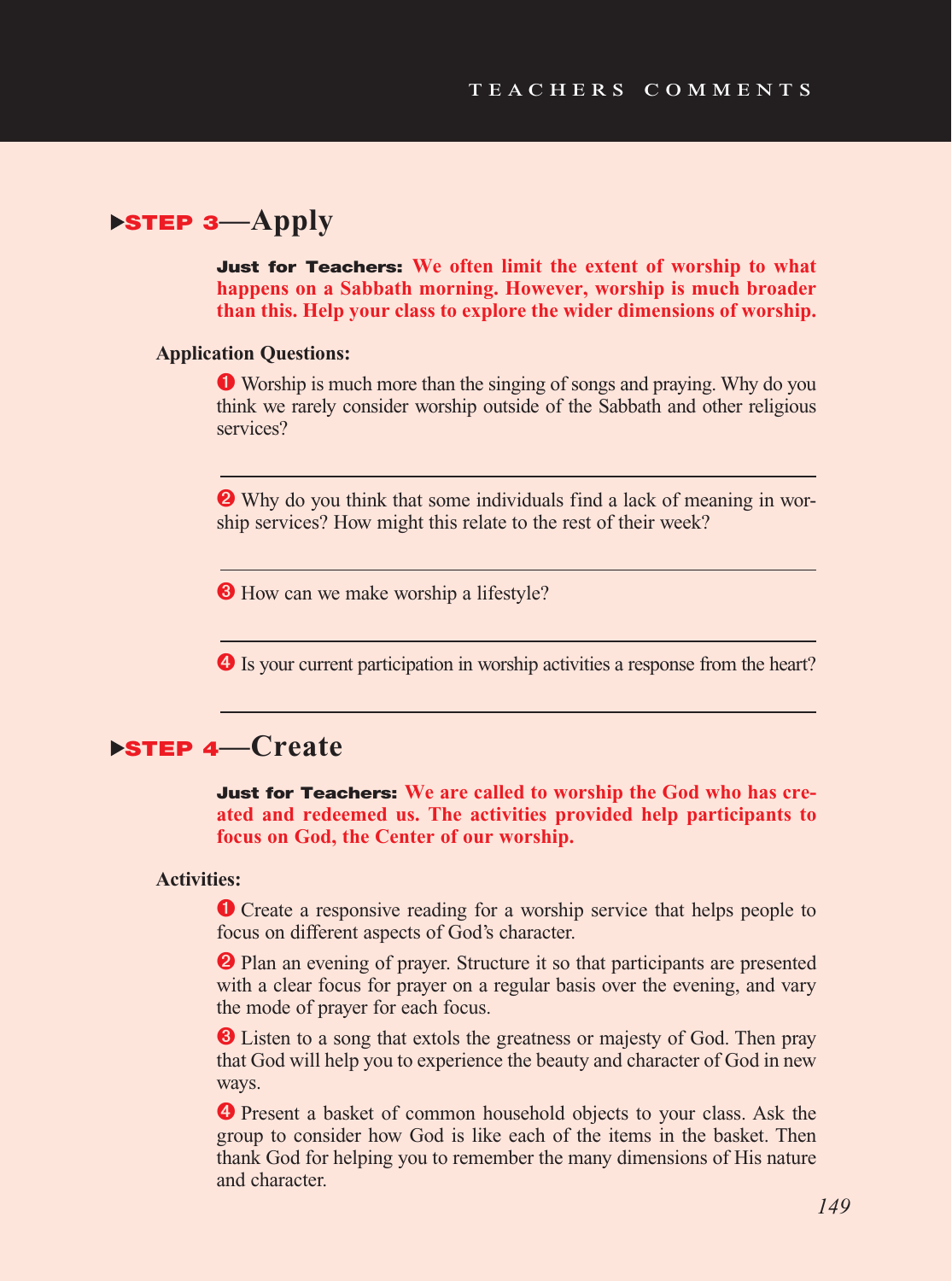## ▸STEP 3—Apply

**Just for Teachers:** **We often limit the extent of worship to what happens on a Sabbath morning. However, worship is much broader than this. Help your class to explore the wider dimensions of worship.**

**Application Questions:**

❶ Worship is much more than the singing of songs and praying. Why do you think we rarely consider worship outside of the Sabbath and other religious services?

❷ Why do you think that some individuals find a lack of meaning in worship services? How might this relate to the rest of their week?

❸ How can we make worship a lifestyle?

❹ Is your current participation in worship activities a response from the heart?

## ▸STEP 4—Create

**Just for Teachers:** **We are called to worship the God who has created and redeemed us. The activities provided help participants to focus on God, the Center of our worship.**

**Activities:**

❶ Create a responsive reading for a worship service that helps people to focus on different aspects of God's character.

❷ Plan an evening of prayer. Structure it so that participants are presented with a clear focus for prayer on a regular basis over the evening, and vary the mode of prayer for each focus.

❸ Listen to a song that extols the greatness or majesty of God. Then pray that God will help you to experience the beauty and character of God in new ways.

❹ Present a basket of common household objects to your class. Ask the group to consider how God is like each of the items in the basket. Then thank God for helping you to remember the many dimensions of His nature and character.